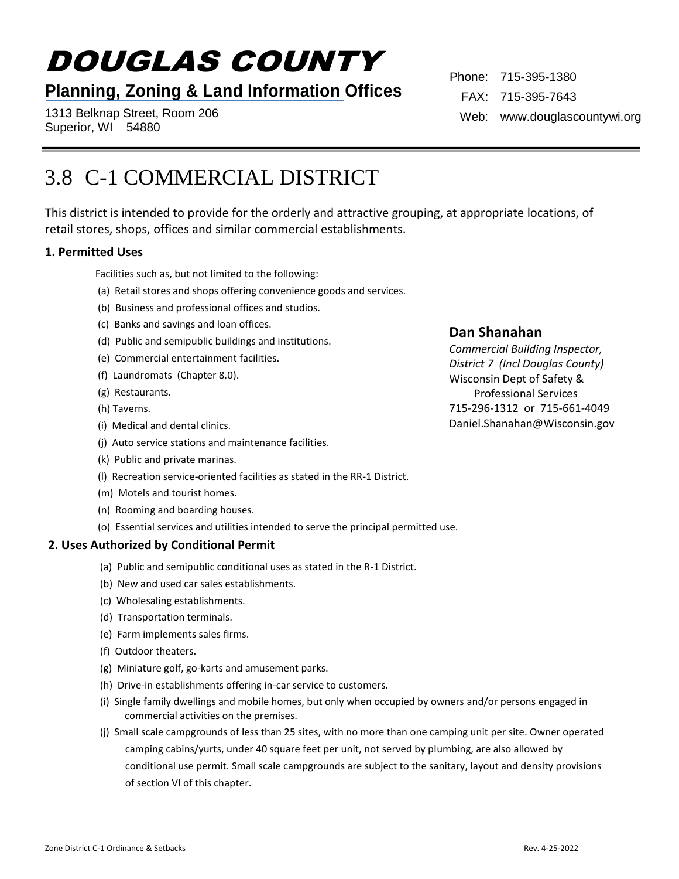# DOUGLAS COUNTY

**Planning, Zoning & Land Information Offices**

1313 Belknap Street, Room 206
Superior, WI 54880

Phone: 715-395-1380
FAX: 715-395-7643
Web: www.douglascountywi.org

## 3.8 C-1 COMMERCIAL DISTRICT

This district is intended to provide for the orderly and attractive grouping, at appropriate locations, of retail stores, shops, offices and similar commercial establishments.

### 1. Permitted Uses

Facilities such as, but not limited to the following:

(a) Retail stores and shops offering convenience goods and services.
(b) Business and professional offices and studios.
(c) Banks and savings and loan offices.
(d) Public and semipublic buildings and institutions.
(e) Commercial entertainment facilities.
(f) Laundromats (Chapter 8.0).
(g) Restaurants.
(h) Taverns.
(i) Medical and dental clinics.
(j) Auto service stations and maintenance facilities.
(k) Public and private marinas.
(l) Recreation service-oriented facilities as stated in the RR-1 District.
(m) Motels and tourist homes.
(n) Rooming and boarding houses.
(o) Essential services and utilities intended to serve the principal permitted use.

**Dan Shanahan**
*Commercial Building Inspector, District 7 (Incl Douglas County)*
Wisconsin Dept of Safety & Professional Services
715-296-1312 or 715-661-4049
Daniel.Shanahan@Wisconsin.gov

### 2. Uses Authorized by Conditional Permit

(a) Public and semipublic conditional uses as stated in the R-1 District.
(b) New and used car sales establishments.
(c) Wholesaling establishments.
(d) Transportation terminals.
(e) Farm implements sales firms.
(f) Outdoor theaters.
(g) Miniature golf, go-karts and amusement parks.
(h) Drive-in establishments offering in-car service to customers.
(i) Single family dwellings and mobile homes, but only when occupied by owners and/or persons engaged in commercial activities on the premises.
(j) Small scale campgrounds of less than 25 sites, with no more than one camping unit per site. Owner operated camping cabins/yurts, under 40 square feet per unit, not served by plumbing, are also allowed by conditional use permit. Small scale campgrounds are subject to the sanitary, layout and density provisions of section VI of this chapter.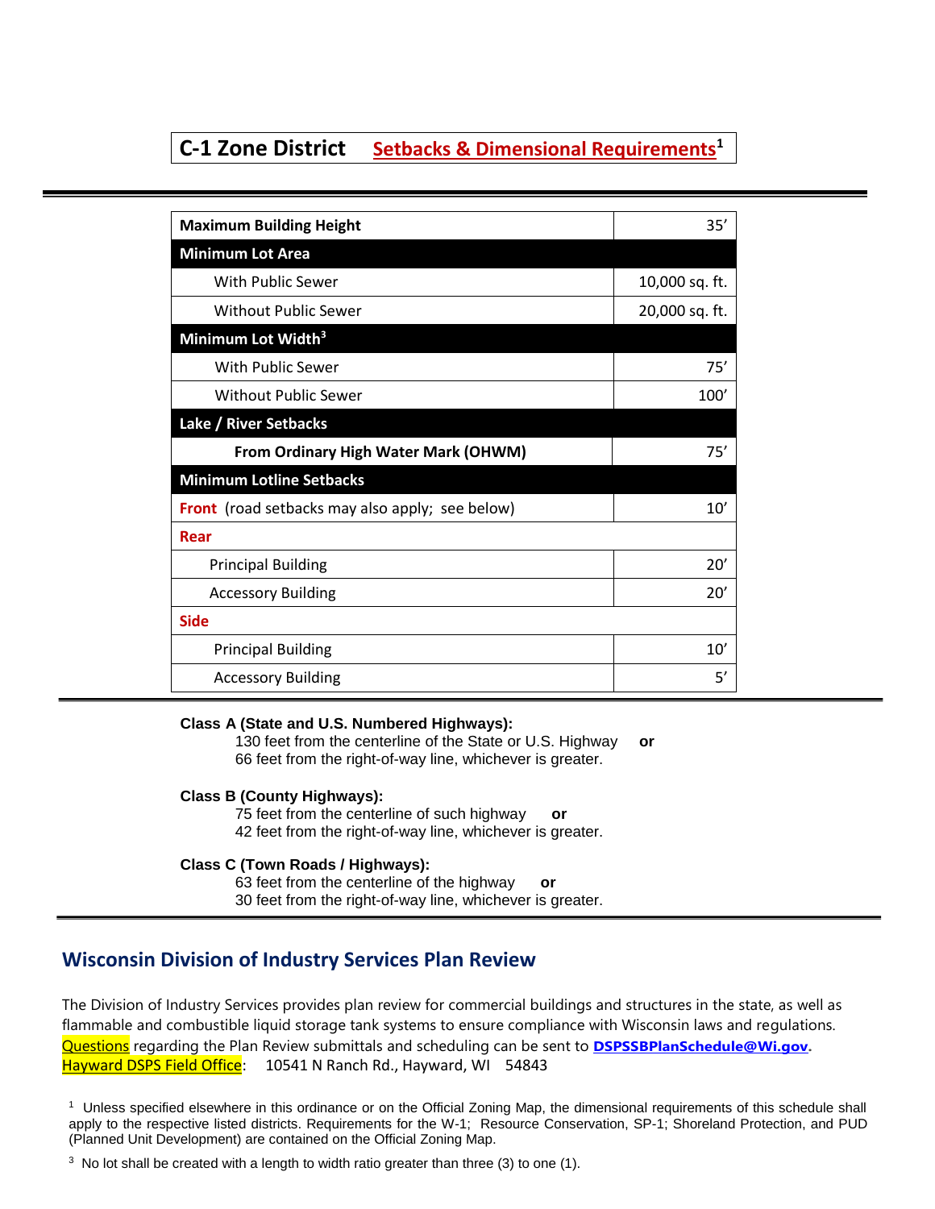## C-1 Zone District **Setbacks & Dimensional Requirements**[1]

| | |
|---|---|
| **Maximum Building Height** | 35’ |
| **Minimum Lot Area** | |
| With Public Sewer | 10,000 sq. ft. |
| Without Public Sewer | 20,000 sq. ft. |
| **Minimum Lot Width**[3] | |
| With Public Sewer | 75’ |
| Without Public Sewer | 100’ |
| **Lake / River Setbacks** | |
| **From Ordinary High Water Mark (OHWM)** | 75’ |
| **Minimum Lotline Setbacks** | |
| **Front** (road setbacks may also apply; see below) | 10’ |
| **Rear** | |
| Principal Building | 20’ |
| Accessory Building | 20’ |
| **Side** | |
| Principal Building | 10’ |
| Accessory Building | 5’ |

**Class A (State and U.S. Numbered Highways):**
130 feet from the centerline of the State or U.S. Highway **or**
66 feet from the right-of-way line, whichever is greater.

**Class B (County Highways):**
75 feet from the centerline of such highway **or**
42 feet from the right-of-way line, whichever is greater.

**Class C (Town Roads / Highways):**
63 feet from the centerline of the highway **or**
30 feet from the right-of-way line, whichever is greater.

## Wisconsin Division of Industry Services Plan Review

The Division of Industry Services provides plan review for commercial buildings and structures in the state, as well as flammable and combustible liquid storage tank systems to ensure compliance with Wisconsin laws and regulations. Questions regarding the Plan Review submittals and scheduling can be sent to **DSPSSBPlanSchedule@Wi.gov**.
Hayward DSPS Field Office: 10541 N Ranch Rd., Hayward, WI 54843

[1] Unless specified elsewhere in this ordinance or on the Official Zoning Map, the dimensional requirements of this schedule shall apply to the respective listed districts. Requirements for the W-1; Resource Conservation, SP-1; Shoreland Protection, and PUD (Planned Unit Development) are contained on the Official Zoning Map.

[3] No lot shall be created with a length to width ratio greater than three (3) to one (1).